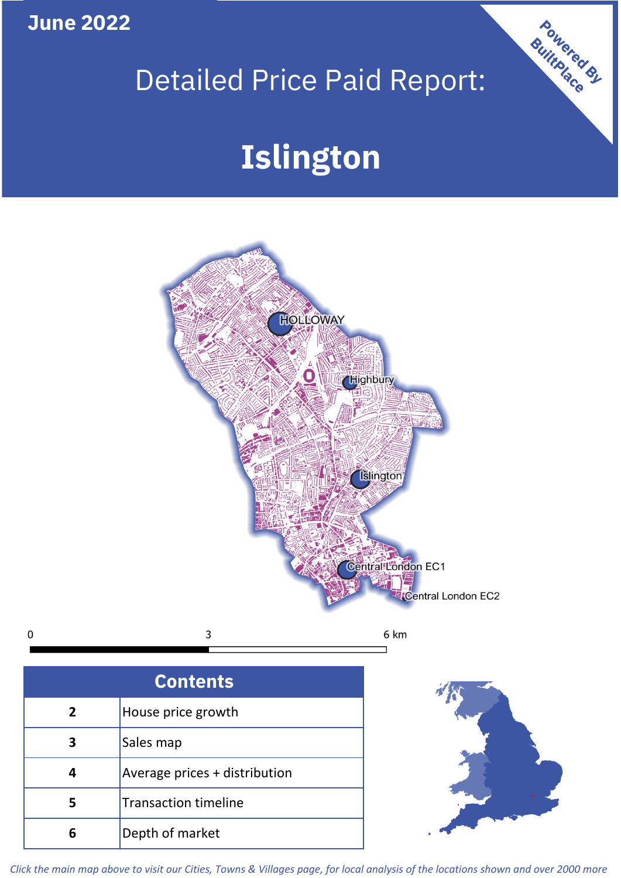June 2022

# Detailed Price Paid Report:

# Islington

Powered By BuiltPlace

| Contents | |
|---|---|
| 2 | House price growth |
| 3 | Sales map |
| 4 | Average prices + distribution |
| 5 | Transaction timeline |
| 6 | Depth of market |

*Click the main map above to visit our Cities, Towns & Villages page, for local analysis of the locations shown and over 2000 more*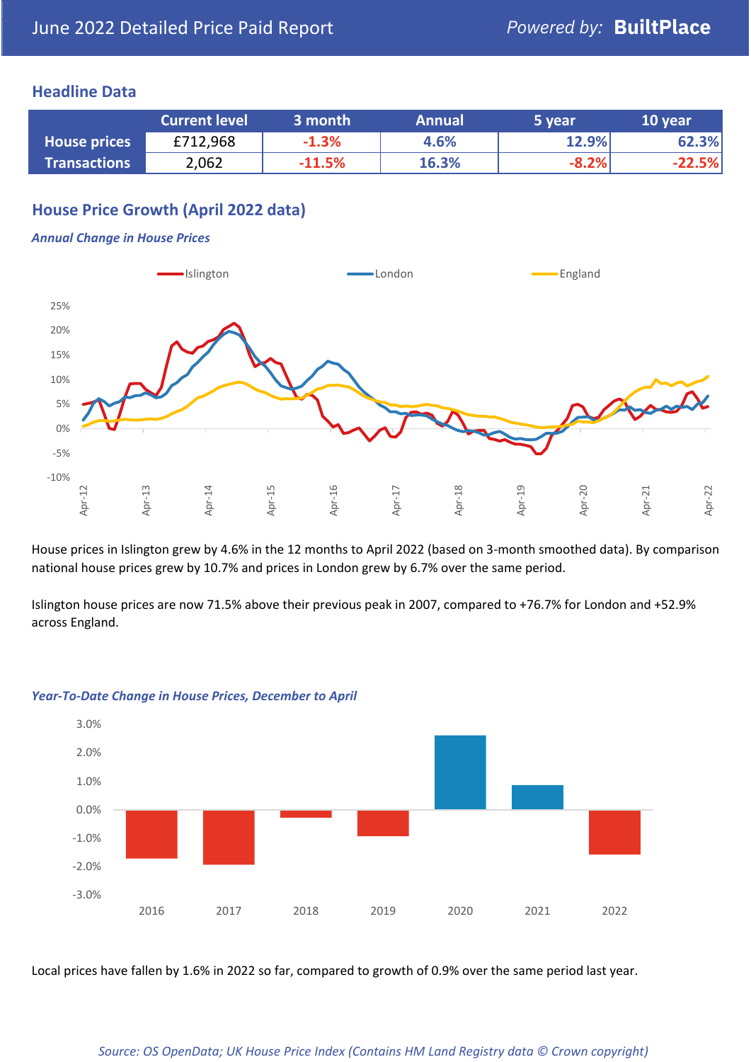# June 2022 Detailed Price Paid Report

Powered by: **BuiltPlace**

## Headline Data

| | Current level | 3 month | Annual | 5 year | 10 year |
|---|---|---|---|---|---|
| **House prices** | £712,968 | -1.3% | 4.6% | 12.9% | 62.3% |
| **Transactions** | 2,062 | -11.5% | 16.3% | -8.2% | -22.5% |

## House Price Growth (April 2022 data)

***Annual Change in House Prices***

House prices in Islington grew by 4.6% in the 12 months to April 2022 (based on 3-month smoothed data). By comparison national house prices grew by 10.7% and prices in London grew by 6.7% over the same period.

Islington house prices are now 71.5% above their previous peak in 2007, compared to +76.7% for London and +52.9% across England.

***Year-To-Date Change in House Prices, December to April***

Local prices have fallen by 1.6% in 2022 so far, compared to growth of 0.9% over the same period last year.

*Source: OS OpenData; UK House Price Index (Contains HM Land Registry data © Crown copyright)*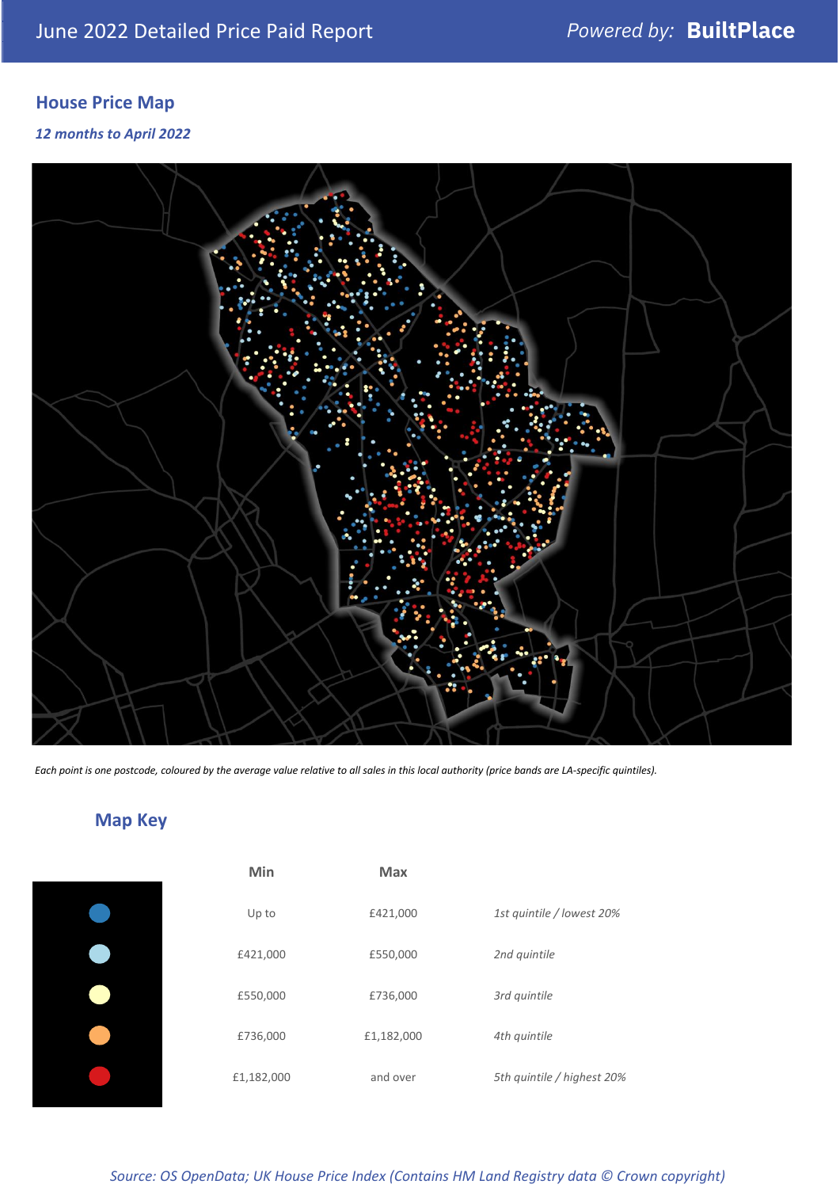June 2022 Detailed Price Paid Report

Powered by: **BuiltPlace**

## House Price Map

*12 months to April 2022*

*Each point is one postcode, coloured by the average value relative to all sales in this local authority (price bands are LA-specific quintiles).*

## Map Key

| | Min | Max | |
|---|---|---|---|
| | Up to | £421,000 | *1st quintile / lowest 20%* |
| | £421,000 | £550,000 | *2nd quintile* |
| | £550,000 | £736,000 | *3rd quintile* |
| | £736,000 | £1,182,000 | *4th quintile* |
| | £1,182,000 | and over | *5th quintile / highest 20%* |

*Source: OS OpenData; UK House Price Index (Contains HM Land Registry data © Crown copyright)*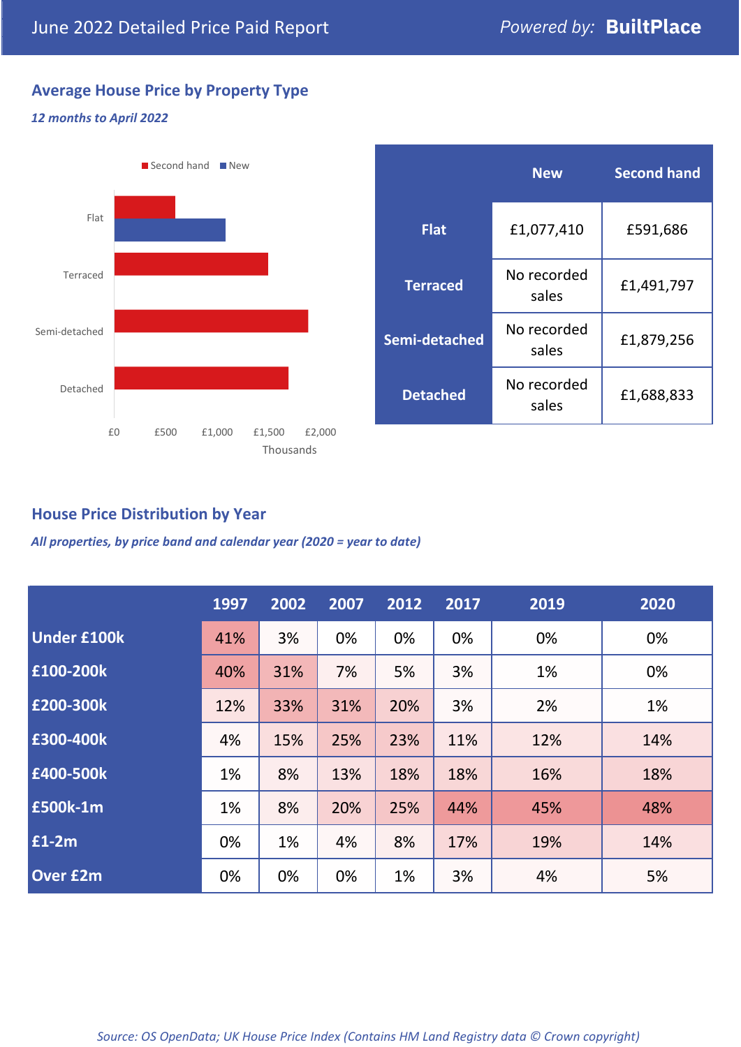# June 2022 Detailed Price Paid Report

*Powered by:* **BuiltPlace**

## Average House Price by Property Type

*12 months to April 2022*

| | New | Second hand |
|---|---|---|
| **Flat** | £1,077,410 | £591,686 |
| **Terraced** | No recorded sales | £1,491,797 |
| **Semi-detached** | No recorded sales | £1,879,256 |
| **Detached** | No recorded sales | £1,688,833 |

## House Price Distribution by Year

*All properties, by price band and calendar year (2020 = year to date)*

| | 1997 | 2002 | 2007 | 2012 | 2017 | 2019 | 2020 |
|---|---|---|---|---|---|---|---|
| **Under £100k** | 41% | 3% | 0% | 0% | 0% | 0% | 0% |
| **£100-200k** | 40% | 31% | 7% | 5% | 3% | 1% | 0% |
| **£200-300k** | 12% | 33% | 31% | 20% | 3% | 2% | 1% |
| **£300-400k** | 4% | 15% | 25% | 23% | 11% | 12% | 14% |
| **£400-500k** | 1% | 8% | 13% | 18% | 18% | 16% | 18% |
| **£500k-1m** | 1% | 8% | 20% | 25% | 44% | 45% | 48% |
| **£1-2m** | 0% | 1% | 4% | 8% | 17% | 19% | 14% |
| **Over £2m** | 0% | 0% | 0% | 1% | 3% | 4% | 5% |

*Source: OS OpenData; UK House Price Index (Contains HM Land Registry data © Crown copyright)*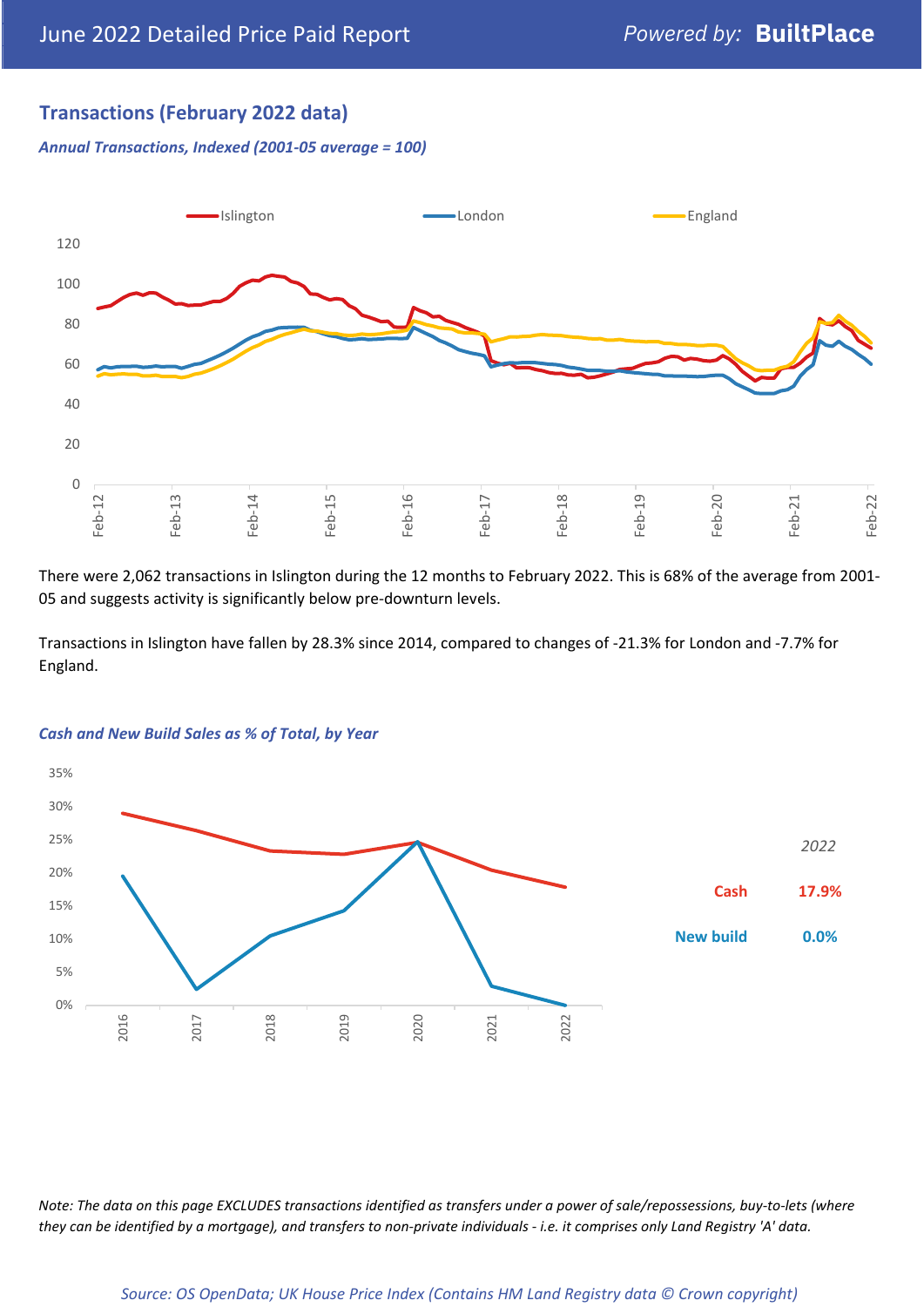## Transactions (February 2022 data)

*Annual Transactions, Indexed (2001-05 average = 100)*

There were 2,062 transactions in Islington during the 12 months to February 2022. This is 68% of the average from 2001-05 and suggests activity is significantly below pre-downturn levels.

Transactions in Islington have fallen by 28.3% since 2014, compared to changes of -21.3% for London and -7.7% for England.

*Cash and New Build Sales as % of Total, by Year*

| 2022 | |
|---|---|
| Cash | 17.9% |
| New build | 0.0% |

*Note: The data on this page EXCLUDES transactions identified as transfers under a power of sale/repossessions, buy-to-lets (where they can be identified by a mortgage), and transfers to non-private individuals - i.e. it comprises only Land Registry 'A' data.*

*Source: OS OpenData; UK House Price Index (Contains HM Land Registry data © Crown copyright)*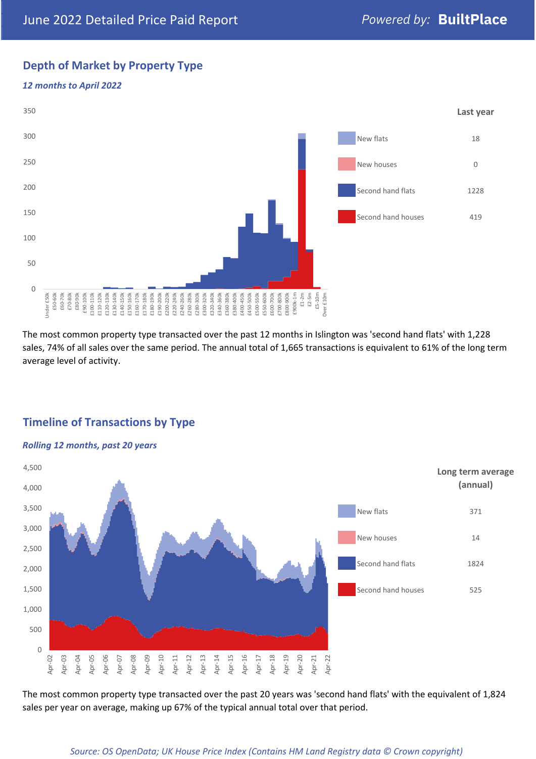# June 2022 Detailed Price Paid Report

Powered by: **BuiltPlace**

## Depth of Market by Property Type

*12 months to April 2022*

350
300
250
200
150
100
50
0

Under £50k, £50-60k, £60-70k, £70-80k, £80-90k, £90-100k, £100-110k, £110-120k, £120-130k, £130-140k, £140-150k, £150-160k, £160-170k, £170-180k, £180-190k, £190-200k, £200-220k, £220-240k, £240-260k, £260-280k, £280-300k, £300-320k, £320-340k, £340-360k, £360-380k, £380-400k, £400-450k, £450-500k, £500-550k, £550-600k, £600-700k, £700-800k, £800-900k, £900k-1m, £1-2m, £2-5m, £5-10m, Over £10m

Last year

New flats 18
New houses 0
Second hand flats 1228
Second hand houses 419

The most common property type transacted over the past 12 months in Islington was 'second hand flats' with 1,228 sales, 74% of all sales over the same period. The annual total of 1,665 transactions is equivalent to 61% of the long term average level of activity.

## Timeline of Transactions by Type

*Rolling 12 months, past 20 years*

4,500
4,000
3,500
3,000
2,500
2,000
1,500
1,000
500
0

Apr-02, Apr-03, Apr-04, Apr-05, Apr-06, Apr-07, Apr-08, Apr-09, Apr-10, Apr-11, Apr-12, Apr-13, Apr-14, Apr-15, Apr-16, Apr-17, Apr-18, Apr-19, Apr-20, Apr-21, Apr-22

Long term average (annual)

New flats 371
New houses 14
Second hand flats 1824
Second hand houses 525

The most common property type transacted over the past 20 years was 'second hand flats' with the equivalent of 1,824 sales per year on average, making up 67% of the typical annual total over that period.

*Source: OS OpenData; UK House Price Index (Contains HM Land Registry data © Crown copyright)*